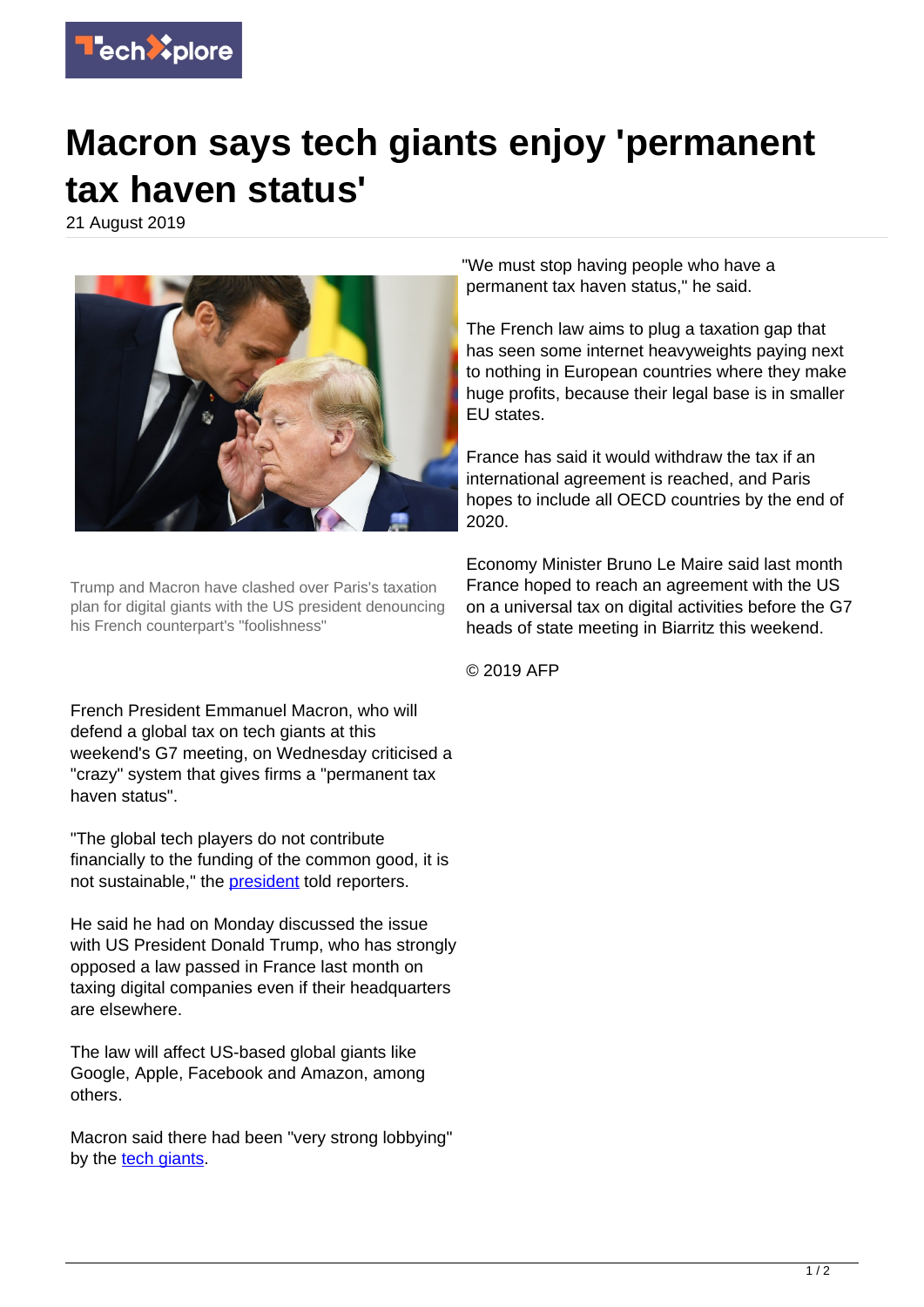# Macron says tech giants enjoy 'permanent tax haven status'

21 August 2019

Trump and Macron have clashed over Paris's taxation plan for digital giants with the US president denouncing his French counterpart's "foolishness"

French President Emmanuel Macron, who will defend a global tax on tech giants at this weekend's G7 meeting, on Wednesday criticised a "crazy" system that gives firms a "permanent tax haven status".

"The global tech players do not contribute financially to the funding of the common good, it is not sustainable," the president told reporters.

He said he had on Monday discussed the issue with US President Donald Trump, who has strongly opposed a law passed in France last month on taxing digital companies even if their headquarters are elsewhere.

The law will affect US-based global giants like Google, Apple, Facebook and Amazon, among others.

Macron said there had been "very strong lobbying" by the tech giants.

"We must stop having people who have a permanent tax haven status," he said.

The French law aims to plug a taxation gap that has seen some internet heavyweights paying next to nothing in European countries where they make huge profits, because their legal base is in smaller EU states.

France has said it would withdraw the tax if an international agreement is reached, and Paris hopes to include all OECD countries by the end of 2020.

Economy Minister Bruno Le Maire said last month France hoped to reach an agreement with the US on a universal tax on digital activities before the G7 heads of state meeting in Biarritz this weekend.

© 2019 AFP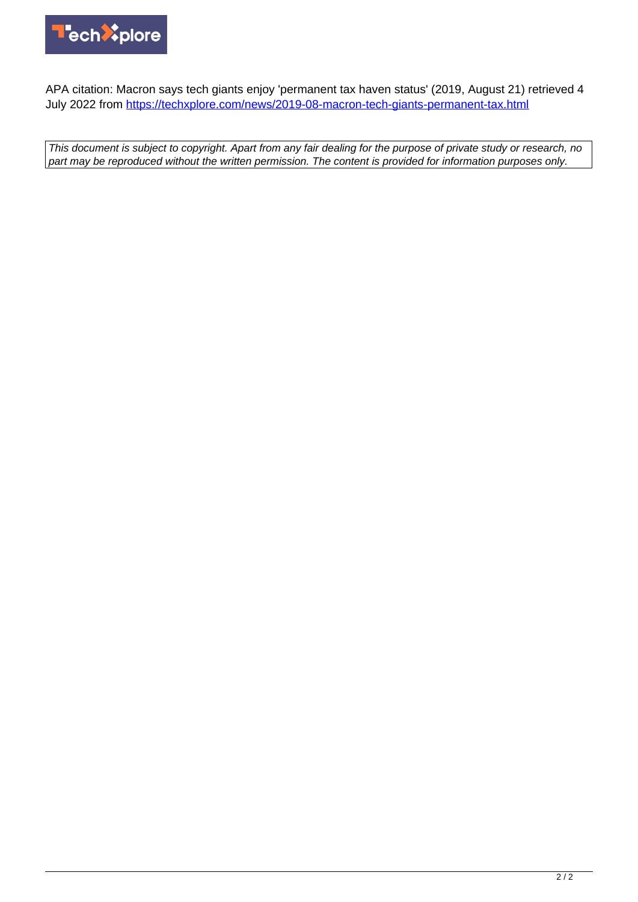APA citation: Macron says tech giants enjoy 'permanent tax haven status' (2019, August 21) retrieved 4 July 2022 from https://techxplore.com/news/2019-08-macron-tech-giants-permanent-tax.html

*This document is subject to copyright. Apart from any fair dealing for the purpose of private study or research, no part may be reproduced without the written permission. The content is provided for information purposes only.*